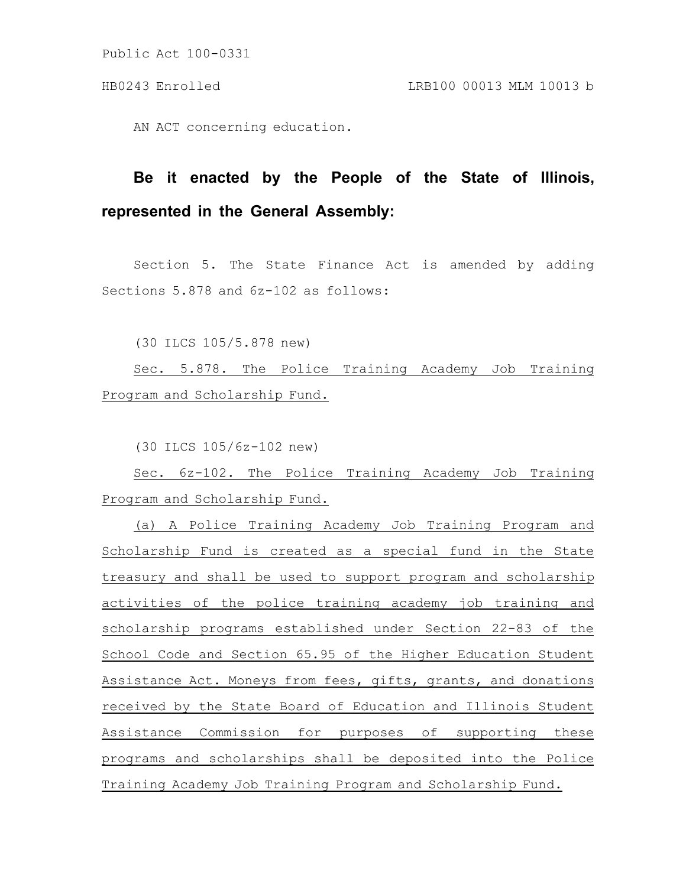Public Act 100-0331

HB0243 Enrolled LRB100 00013 MLM 10013 b

AN ACT concerning education.

**Be it enacted by the People of the State of Illinois, represented in the General Assembly:**

Section 5. The State Finance Act is amended by adding Sections 5.878 and 6z-102 as follows:

(30 ILCS 105/5.878 new)

Sec. 5.878. The Police Training Academy Job Training Program and Scholarship Fund.

(30 ILCS 105/6z-102 new)

Sec. 6z-102. The Police Training Academy Job Training Program and Scholarship Fund.

(a) A Police Training Academy Job Training Program and Scholarship Fund is created as a special fund in the State treasury and shall be used to support program and scholarship activities of the police training academy job training and scholarship programs established under Section 22-83 of the School Code and Section 65.95 of the Higher Education Student Assistance Act. Moneys from fees, gifts, grants, and donations received by the State Board of Education and Illinois Student Assistance Commission for purposes of supporting these programs and scholarships shall be deposited into the Police Training Academy Job Training Program and Scholarship Fund.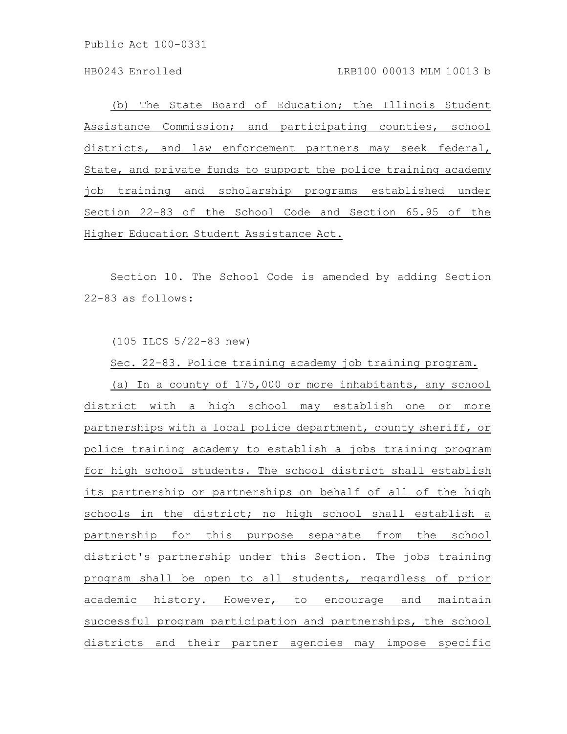(b) The State Board of Education; the Illinois Student Assistance Commission; and participating counties, school districts, and law enforcement partners may seek federal, State, and private funds to support the police training academy job training and scholarship programs established under Section 22-83 of the School Code and Section 65.95 of the Higher Education Student Assistance Act.

Section 10. The School Code is amended by adding Section 22-83 as follows:

(105 ILCS 5/22-83 new)

Sec. 22-83. Police training academy job training program.

(a) In a county of 175,000 or more inhabitants, any school district with a high school may establish one or more partnerships with a local police department, county sheriff, or police training academy to establish a jobs training program for high school students. The school district shall establish its partnership or partnerships on behalf of all of the high schools in the district; no high school shall establish a partnership for this purpose separate from the school district's partnership under this Section. The jobs training program shall be open to all students, regardless of prior academic history. However, to encourage and maintain successful program participation and partnerships, the school districts and their partner agencies may impose specific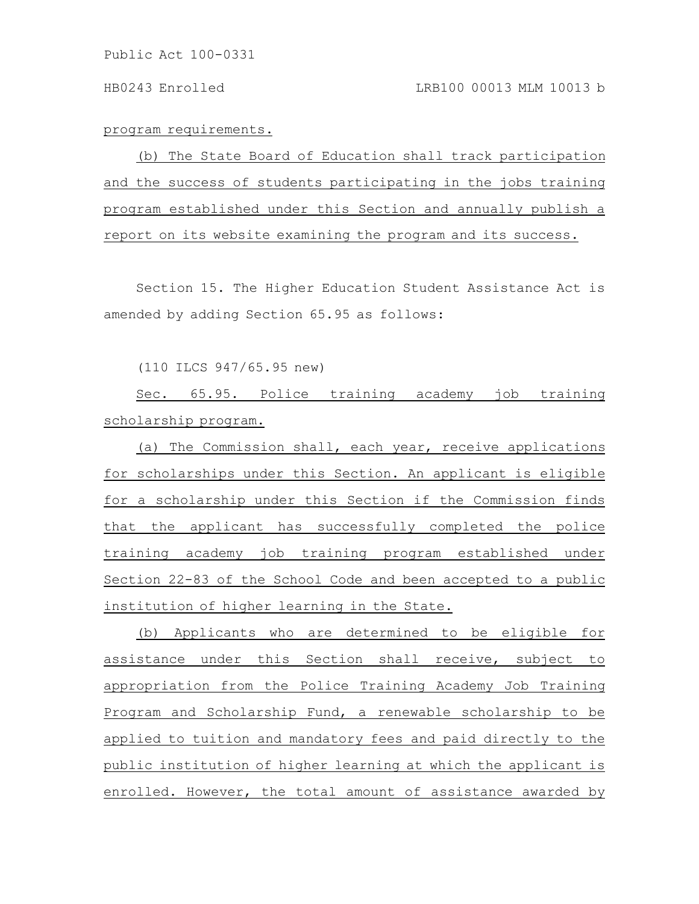program requirements.

(b) The State Board of Education shall track participation and the success of students participating in the jobs training program established under this Section and annually publish a report on its website examining the program and its success.

Section 15. The Higher Education Student Assistance Act is amended by adding Section 65.95 as follows:

(110 ILCS 947/65.95 new)

Sec. 65.95. Police training academy job training scholarship program.

(a) The Commission shall, each year, receive applications for scholarships under this Section. An applicant is eligible for a scholarship under this Section if the Commission finds that the applicant has successfully completed the police training academy job training program established under Section 22-83 of the School Code and been accepted to a public institution of higher learning in the State.

(b) Applicants who are determined to be eligible for assistance under this Section shall receive, subject to appropriation from the Police Training Academy Job Training Program and Scholarship Fund, a renewable scholarship to be applied to tuition and mandatory fees and paid directly to the public institution of higher learning at which the applicant is enrolled. However, the total amount of assistance awarded by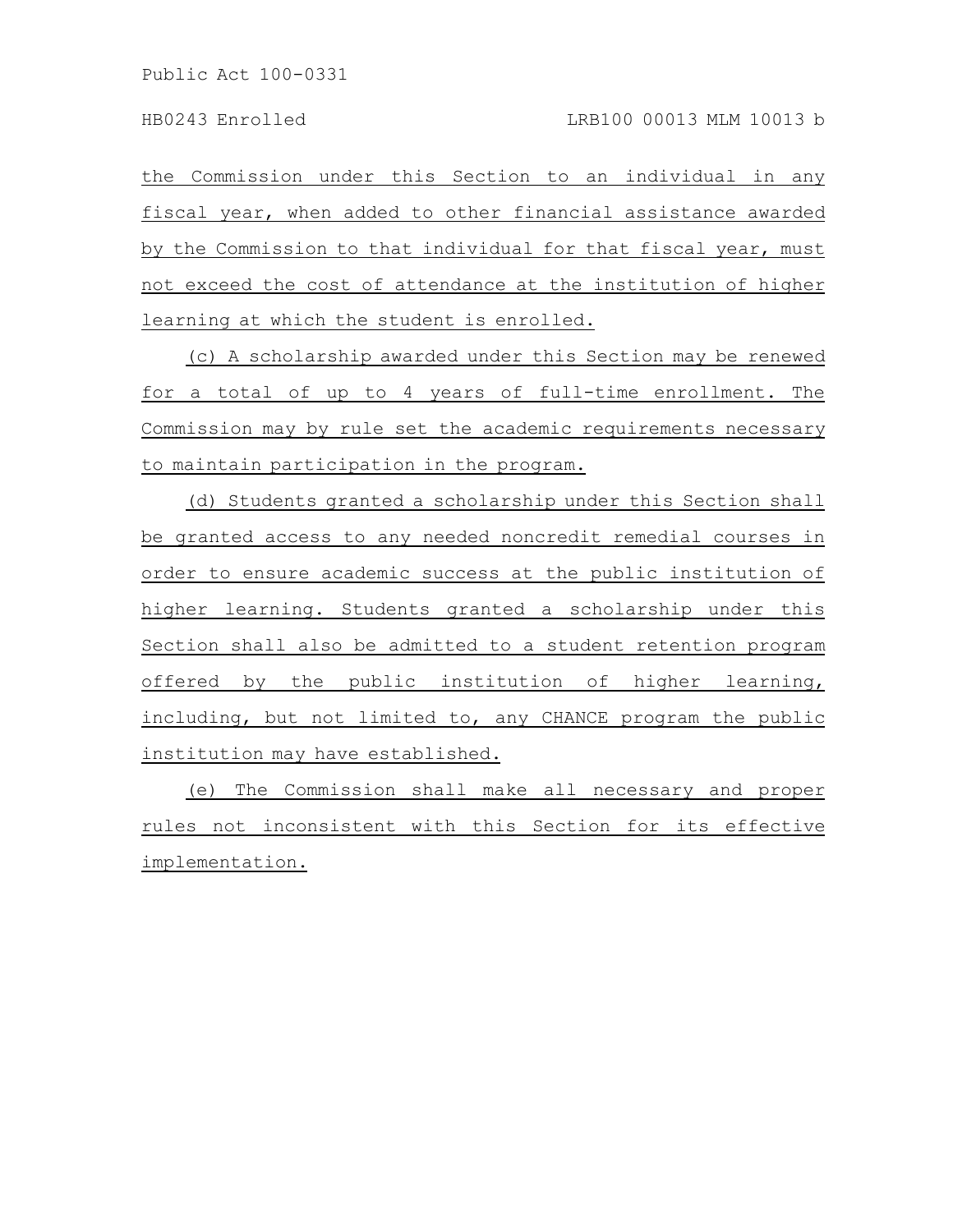the Commission under this Section to an individual in any fiscal year, when added to other financial assistance awarded by the Commission to that individual for that fiscal year, must not exceed the cost of attendance at the institution of higher learning at which the student is enrolled.

(c) A scholarship awarded under this Section may be renewed for a total of up to 4 years of full-time enrollment. The Commission may by rule set the academic requirements necessary to maintain participation in the program.

(d) Students granted a scholarship under this Section shall be granted access to any needed noncredit remedial courses in order to ensure academic success at the public institution of higher learning. Students granted a scholarship under this Section shall also be admitted to a student retention program offered by the public institution of higher learning, including, but not limited to, any CHANCE program the public institution may have established.

(e) The Commission shall make all necessary and proper rules not inconsistent with this Section for its effective implementation.